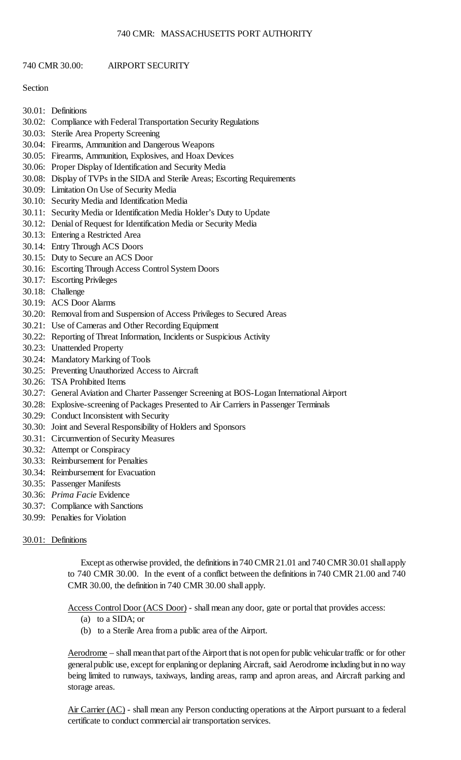# 740 CMR 30.00: AIRPORT SECURITY

Section

30.01: Definitions
30.02: Compliance with Federal Transportation Security Regulations
30.03: Sterile Area Property Screening
30.04: Firearms, Ammunition and Dangerous Weapons
30.05: Firearms, Ammunition, Explosives, and Hoax Devices
30.06: Proper Display of Identification and Security Media
30.08: Display of TVPs in the SIDA and Sterile Areas; Escorting Requirements
30.09: Limitation On Use of Security Media
30.10: Security Media and Identification Media
30.11: Security Media or Identification Media Holder's Duty to Update
30.12: Denial of Request for Identification Media or Security Media
30.13: Entering a Restricted Area
30.14: Entry Through ACS Doors
30.15: Duty to Secure an ACS Door
30.16: Escorting Through Access Control System Doors
30.17: Escorting Privileges
30.18: Challenge
30.19: ACS Door Alarms
30.20: Removal from and Suspension of Access Privileges to Secured Areas
30.21: Use of Cameras and Other Recording Equipment
30.22: Reporting of Threat Information, Incidents or Suspicious Activity
30.23: Unattended Property
30.24: Mandatory Marking of Tools
30.25: Preventing Unauthorized Access to Aircraft
30.26: TSA Prohibited Items
30.27: General Aviation and Charter Passenger Screening at BOS-Logan International Airport
30.28: Explosive-screening of Packages Presented to Air Carriers in Passenger Terminals
30.29: Conduct Inconsistent with Security
30.30: Joint and Several Responsibility of Holders and Sponsors
30.31: Circumvention of Security Measures
30.32: Attempt or Conspiracy
30.33: Reimbursement for Penalties
30.34: Reimbursement for Evacuation
30.35: Passenger Manifests
30.36: *Prima Facie* Evidence
30.37: Compliance with Sanctions
30.99: Penalties for Violation

## 30.01: Definitions

Except as otherwise provided, the definitions in 740 CMR 21.01 and 740 CMR 30.01 shall apply to 740 CMR 30.00. In the event of a conflict between the definitions in 740 CMR 21.00 and 740 CMR 30.00, the definition in 740 CMR 30.00 shall apply.

Access Control Door (ACS Door) - shall mean any door, gate or portal that provides access:
(a) to a SIDA; or
(b) to a Sterile Area from a public area of the Airport.

Aerodrome – shall mean that part of the Airport that is not open for public vehicular traffic or for other general public use, except for enplaning or deplaning Aircraft, said Aerodrome including but in no way being limited to runways, taxiways, landing areas, ramp and apron areas, and Aircraft parking and storage areas.

Air Carrier (AC) - shall mean any Person conducting operations at the Airport pursuant to a federal certificate to conduct commercial air transportation services.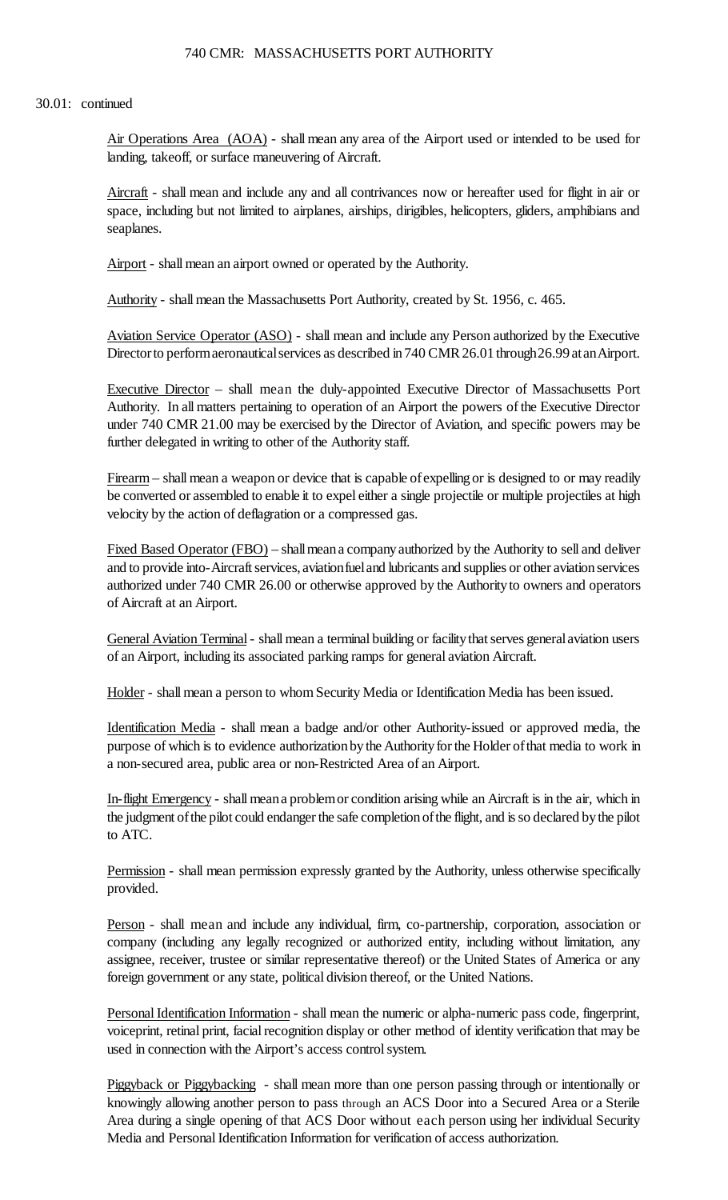30.01: continued

Air Operations Area (AOA) - shall mean any area of the Airport used or intended to be used for landing, takeoff, or surface maneuvering of Aircraft.

Aircraft - shall mean and include any and all contrivances now or hereafter used for flight in air or space, including but not limited to airplanes, airships, dirigibles, helicopters, gliders, amphibians and seaplanes.

Airport - shall mean an airport owned or operated by the Authority.

Authority - shall mean the Massachusetts Port Authority, created by St. 1956, c. 465.

Aviation Service Operator (ASO) - shall mean and include any Person authorized by the Executive Director to perform aeronautical services as described in 740 CMR 26.01 through 26.99 at an Airport.

Executive Director – shall mean the duly-appointed Executive Director of Massachusetts Port Authority. In all matters pertaining to operation of an Airport the powers of the Executive Director under 740 CMR 21.00 may be exercised by the Director of Aviation, and specific powers may be further delegated in writing to other of the Authority staff.

Firearm – shall mean a weapon or device that is capable of expelling or is designed to or may readily be converted or assembled to enable it to expel either a single projectile or multiple projectiles at high velocity by the action of deflagration or a compressed gas.

Fixed Based Operator (FBO) – shall mean a company authorized by the Authority to sell and deliver and to provide into-Aircraft services, aviation fuel and lubricants and supplies or other aviation services authorized under 740 CMR 26.00 or otherwise approved by the Authority to owners and operators of Aircraft at an Airport.

General Aviation Terminal - shall mean a terminal building or facility that serves general aviation users of an Airport, including its associated parking ramps for general aviation Aircraft.

Holder - shall mean a person to whom Security Media or Identification Media has been issued.

Identification Media - shall mean a badge and/or other Authority-issued or approved media, the purpose of which is to evidence authorization by the Authority for the Holder of that media to work in a non-secured area, public area or non-Restricted Area of an Airport.

In-flight Emergency - shall mean a problem or condition arising while an Aircraft is in the air, which in the judgment of the pilot could endanger the safe completion of the flight, and is so declared by the pilot to ATC.

Permission - shall mean permission expressly granted by the Authority, unless otherwise specifically provided.

Person - shall mean and include any individual, firm, co-partnership, corporation, association or company (including any legally recognized or authorized entity, including without limitation, any assignee, receiver, trustee or similar representative thereof) or the United States of America or any foreign government or any state, political division thereof, or the United Nations.

Personal Identification Information - shall mean the numeric or alpha-numeric pass code, fingerprint, voiceprint, retinal print, facial recognition display or other method of identity verification that may be used in connection with the Airport's access control system.

Piggyback or Piggybacking - shall mean more than one person passing through or intentionally or knowingly allowing another person to pass through an ACS Door into a Secured Area or a Sterile Area during a single opening of that ACS Door without each person using her individual Security Media and Personal Identification Information for verification of access authorization.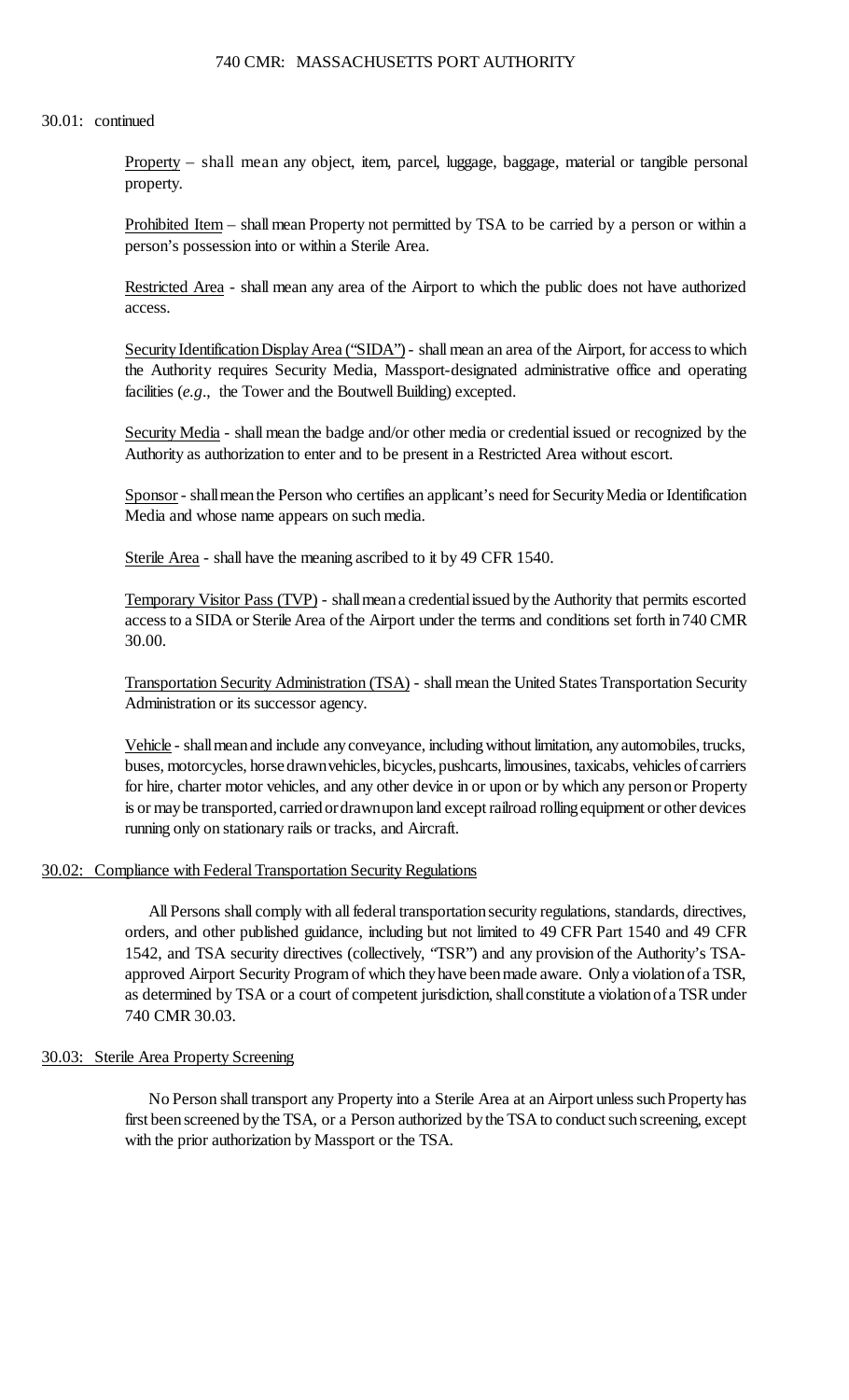30.01: continued

Property – shall mean any object, item, parcel, luggage, baggage, material or tangible personal property.

Prohibited Item – shall mean Property not permitted by TSA to be carried by a person or within a person's possession into or within a Sterile Area.

Restricted Area - shall mean any area of the Airport to which the public does not have authorized access.

Security Identification Display Area ("SIDA") - shall mean an area of the Airport, for access to which the Authority requires Security Media, Massport-designated administrative office and operating facilities (*e.g*., the Tower and the Boutwell Building) excepted.

Security Media - shall mean the badge and/or other media or credential issued or recognized by the Authority as authorization to enter and to be present in a Restricted Area without escort.

Sponsor - shall mean the Person who certifies an applicant's need for Security Media or Identification Media and whose name appears on such media.

Sterile Area - shall have the meaning ascribed to it by 49 CFR 1540.

Temporary Visitor Pass (TVP) - shall mean a credential issued by the Authority that permits escorted access to a SIDA or Sterile Area of the Airport under the terms and conditions set forth in 740 CMR 30.00.

Transportation Security Administration (TSA) - shall mean the United States Transportation Security Administration or its successor agency.

Vehicle - shall mean and include any conveyance, including without limitation, any automobiles, trucks, buses, motorcycles, horse drawn vehicles, bicycles, pushcarts, limousines, taxicabs, vehicles of carriers for hire, charter motor vehicles, and any other device in or upon or by which any person or Property is or may be transported, carried or drawn upon land except railroad rolling equipment or other devices running only on stationary rails or tracks, and Aircraft.

## 30.02: Compliance with Federal Transportation Security Regulations

All Persons shall comply with all federal transportation security regulations, standards, directives, orders, and other published guidance, including but not limited to 49 CFR Part 1540 and 49 CFR 1542, and TSA security directives (collectively, "TSR") and any provision of the Authority's TSA-approved Airport Security Program of which they have been made aware. Only a violation of a TSR, as determined by TSA or a court of competent jurisdiction, shall constitute a violation of a TSR under 740 CMR 30.03.

## 30.03: Sterile Area Property Screening

No Person shall transport any Property into a Sterile Area at an Airport unless such Property has first been screened by the TSA, or a Person authorized by the TSA to conduct such screening, except with the prior authorization by Massport or the TSA.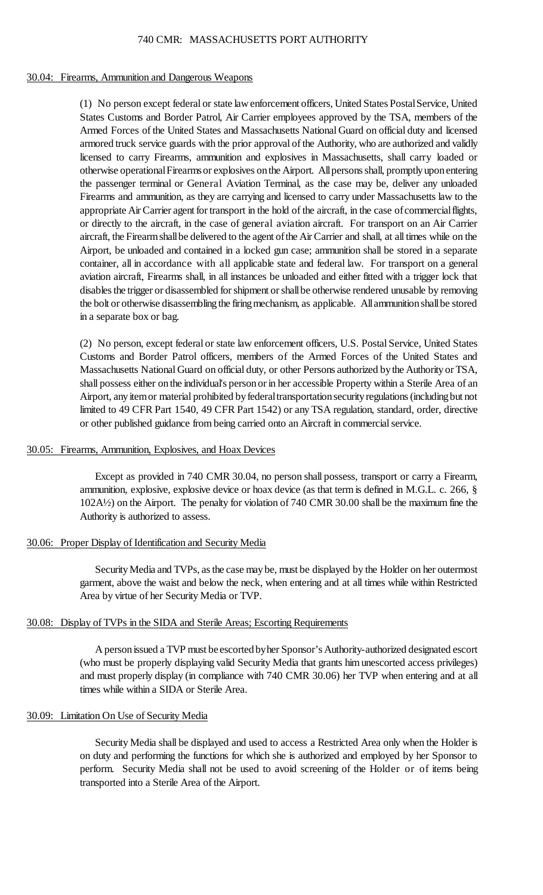## 30.04: Firearms, Ammunition and Dangerous Weapons

(1) No person except federal or state law enforcement officers, United States Postal Service, United States Customs and Border Patrol, Air Carrier employees approved by the TSA, members of the Armed Forces of the United States and Massachusetts National Guard on official duty and licensed armored truck service guards with the prior approval of the Authority, who are authorized and validly licensed to carry Firearms, ammunition and explosives in Massachusetts, shall carry loaded or otherwise operational Firearms or explosives on the Airport. All persons shall, promptly upon entering the passenger terminal or General Aviation Terminal, as the case may be, deliver any unloaded Firearms and ammunition, as they are carrying and licensed to carry under Massachusetts law to the appropriate Air Carrier agent for transport in the hold of the aircraft, in the case of commercial flights, or directly to the aircraft, in the case of general aviation aircraft. For transport on an Air Carrier aircraft, the Firearm shall be delivered to the agent of the Air Carrier and shall, at all times while on the Airport, be unloaded and contained in a locked gun case; ammunition shall be stored in a separate container, all in accordance with all applicable state and federal law. For transport on a general aviation aircraft, Firearms shall, in all instances be unloaded and either fitted with a trigger lock that disables the trigger or disassembled for shipment or shall be otherwise rendered unusable by removing the bolt or otherwise disassembling the firing mechanism, as applicable. All ammunition shall be stored in a separate box or bag.

(2) No person, except federal or state law enforcement officers, U.S. Postal Service, United States Customs and Border Patrol officers, members of the Armed Forces of the United States and Massachusetts National Guard on official duty, or other Persons authorized by the Authority or TSA, shall possess either on the individual's person or in her accessible Property within a Sterile Area of an Airport, any item or material prohibited by federal transportation security regulations (including but not limited to 49 CFR Part 1540, 49 CFR Part 1542) or any TSA regulation, standard, order, directive or other published guidance from being carried onto an Aircraft in commercial service.

## 30.05: Firearms, Ammunition, Explosives, and Hoax Devices

Except as provided in 740 CMR 30.04, no person shall possess, transport or carry a Firearm, ammunition, explosive, explosive device or hoax device (as that term is defined in M.G.L. c. 266, § 102A½) on the Airport. The penalty for violation of 740 CMR 30.00 shall be the maximum fine the Authority is authorized to assess.

## 30.06: Proper Display of Identification and Security Media

Security Media and TVPs, as the case may be, must be displayed by the Holder on her outermost garment, above the waist and below the neck, when entering and at all times while within Restricted Area by virtue of her Security Media or TVP.

## 30.08: Display of TVPs in the SIDA and Sterile Areas; Escorting Requirements

A person issued a TVP must be escorted by her Sponsor's Authority-authorized designated escort (who must be properly displaying valid Security Media that grants him unescorted access privileges) and must properly display (in compliance with 740 CMR 30.06) her TVP when entering and at all times while within a SIDA or Sterile Area.

## 30.09: Limitation On Use of Security Media

Security Media shall be displayed and used to access a Restricted Area only when the Holder is on duty and performing the functions for which she is authorized and employed by her Sponsor to perform. Security Media shall not be used to avoid screening of the Holder or of items being transported into a Sterile Area of the Airport.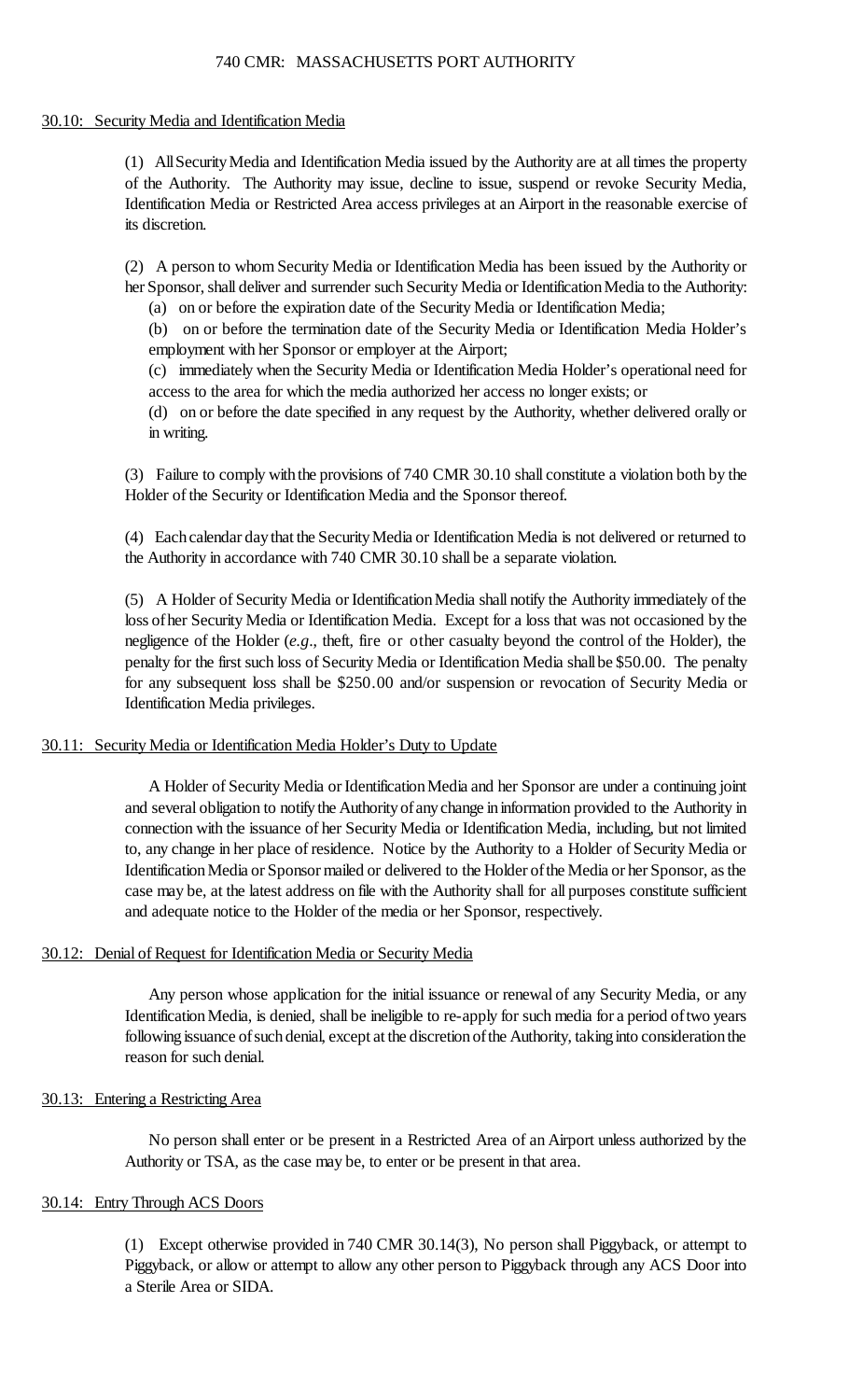## 30.10: Security Media and Identification Media

(1) All Security Media and Identification Media issued by the Authority are at all times the property of the Authority. The Authority may issue, decline to issue, suspend or revoke Security Media, Identification Media or Restricted Area access privileges at an Airport in the reasonable exercise of its discretion.

(2) A person to whom Security Media or Identification Media has been issued by the Authority or her Sponsor, shall deliver and surrender such Security Media or Identification Media to the Authority:

(a) on or before the expiration date of the Security Media or Identification Media;

(b) on or before the termination date of the Security Media or Identification Media Holder's employment with her Sponsor or employer at the Airport;

(c) immediately when the Security Media or Identification Media Holder's operational need for access to the area for which the media authorized her access no longer exists; or

(d) on or before the date specified in any request by the Authority, whether delivered orally or in writing.

(3) Failure to comply with the provisions of 740 CMR 30.10 shall constitute a violation both by the Holder of the Security or Identification Media and the Sponsor thereof.

(4) Each calendar day that the Security Media or Identification Media is not delivered or returned to the Authority in accordance with 740 CMR 30.10 shall be a separate violation.

(5) A Holder of Security Media or Identification Media shall notify the Authority immediately of the loss of her Security Media or Identification Media. Except for a loss that was not occasioned by the negligence of the Holder (*e.g*., theft, fire or other casualty beyond the control of the Holder), the penalty for the first such loss of Security Media or Identification Media shall be $50.00. The penalty for any subsequent loss shall be $250.00 and/or suspension or revocation of Security Media or Identification Media privileges.

## 30.11: Security Media or Identification Media Holder's Duty to Update

A Holder of Security Media or Identification Media and her Sponsor are under a continuing joint and several obligation to notify the Authority of any change in information provided to the Authority in connection with the issuance of her Security Media or Identification Media, including, but not limited to, any change in her place of residence. Notice by the Authority to a Holder of Security Media or Identification Media or Sponsor mailed or delivered to the Holder of the Media or her Sponsor, as the case may be, at the latest address on file with the Authority shall for all purposes constitute sufficient and adequate notice to the Holder of the media or her Sponsor, respectively.

## 30.12: Denial of Request for Identification Media or Security Media

Any person whose application for the initial issuance or renewal of any Security Media, or any Identification Media, is denied, shall be ineligible to re-apply for such media for a period of two years following issuance of such denial, except at the discretion of the Authority, taking into consideration the reason for such denial.

## 30.13: Entering a Restricting Area

No person shall enter or be present in a Restricted Area of an Airport unless authorized by the Authority or TSA, as the case may be, to enter or be present in that area.

## 30.14: Entry Through ACS Doors

(1) Except otherwise provided in 740 CMR 30.14(3), No person shall Piggyback, or attempt to Piggyback, or allow or attempt to allow any other person to Piggyback through any ACS Door into a Sterile Area or SIDA.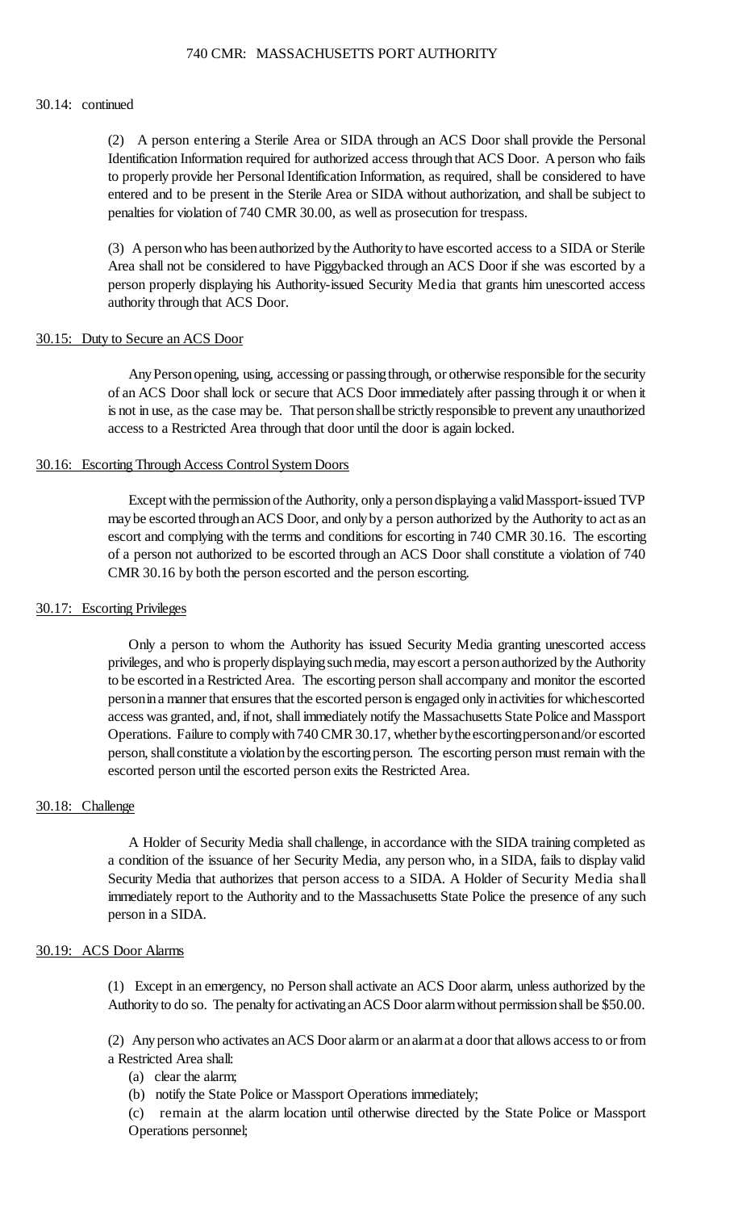30.14: continued

(2) A person entering a Sterile Area or SIDA through an ACS Door shall provide the Personal Identification Information required for authorized access through that ACS Door. A person who fails to properly provide her Personal Identification Information, as required, shall be considered to have entered and to be present in the Sterile Area or SIDA without authorization, and shall be subject to penalties for violation of 740 CMR 30.00, as well as prosecution for trespass.

(3) A person who has been authorized by the Authority to have escorted access to a SIDA or Sterile Area shall not be considered to have Piggybacked through an ACS Door if she was escorted by a person properly displaying his Authority-issued Security Media that grants him unescorted access authority through that ACS Door.

## 30.15: Duty to Secure an ACS Door

Any Person opening, using, accessing or passing through, or otherwise responsible for the security of an ACS Door shall lock or secure that ACS Door immediately after passing through it or when it is not in use, as the case may be. That person shall be strictly responsible to prevent any unauthorized access to a Restricted Area through that door until the door is again locked.

## 30.16: Escorting Through Access Control System Doors

Except with the permission of the Authority, only a person displaying a valid Massport-issued TVP may be escorted through an ACS Door, and only by a person authorized by the Authority to act as an escort and complying with the terms and conditions for escorting in 740 CMR 30.16. The escorting of a person not authorized to be escorted through an ACS Door shall constitute a violation of 740 CMR 30.16 by both the person escorted and the person escorting.

## 30.17: Escorting Privileges

Only a person to whom the Authority has issued Security Media granting unescorted access privileges, and who is properly displaying such media, may escort a person authorized by the Authority to be escorted in a Restricted Area. The escorting person shall accompany and monitor the escorted person in a manner that ensures that the escorted person is engaged only in activities for which escorted access was granted, and, if not, shall immediately notify the Massachusetts State Police and Massport Operations. Failure to comply with 740 CMR 30.17, whether by the escorting person and/or escorted person, shall constitute a violation by the escorting person. The escorting person must remain with the escorted person until the escorted person exits the Restricted Area.

## 30.18: Challenge

A Holder of Security Media shall challenge, in accordance with the SIDA training completed as a condition of the issuance of her Security Media, any person who, in a SIDA, fails to display valid Security Media that authorizes that person access to a SIDA. A Holder of Security Media shall immediately report to the Authority and to the Massachusetts State Police the presence of any such person in a SIDA.

## 30.19: ACS Door Alarms

(1) Except in an emergency, no Person shall activate an ACS Door alarm, unless authorized by the Authority to do so. The penalty for activating an ACS Door alarm without permission shall be $50.00.

(2) Any person who activates an ACS Door alarm or an alarm at a door that allows access to or from a Restricted Area shall:

(a) clear the alarm;

(b) notify the State Police or Massport Operations immediately;

(c) remain at the alarm location until otherwise directed by the State Police or Massport Operations personnel;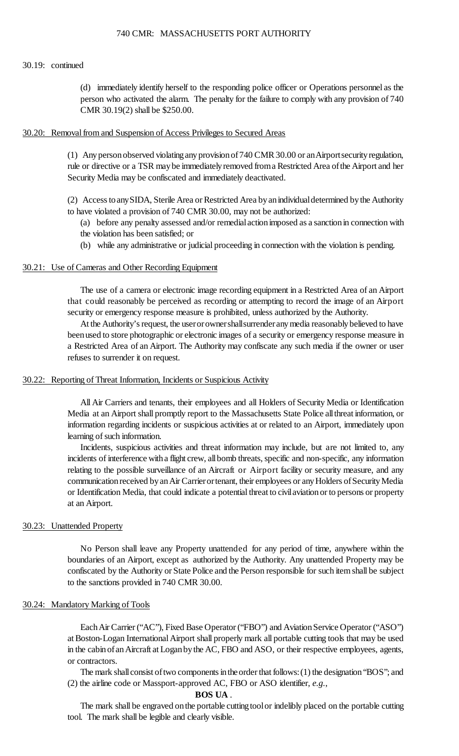30.19: continued

(d) immediately identify herself to the responding police officer or Operations personnel as the person who activated the alarm. The penalty for the failure to comply with any provision of 740 CMR 30.19(2) shall be $250.00.

## 30.20: Removal from and Suspension of Access Privileges to Secured Areas

(1) Any person observed violating any provision of 740 CMR 30.00 or an Airport security regulation, rule or directive or a TSR may be immediately removed from a Restricted Area of the Airport and her Security Media may be confiscated and immediately deactivated.

(2) Access to any SIDA, Sterile Area or Restricted Area by an individual determined by the Authority to have violated a provision of 740 CMR 30.00, may not be authorized:

(a) before any penalty assessed and/or remedial action imposed as a sanction in connection with the violation has been satisfied; or

(b) while any administrative or judicial proceeding in connection with the violation is pending.

## 30.21: Use of Cameras and Other Recording Equipment

The use of a camera or electronic image recording equipment in a Restricted Area of an Airport that could reasonably be perceived as recording or attempting to record the image of an Airport security or emergency response measure is prohibited, unless authorized by the Authority.

At the Authority's request, the user or owner shall surrender any media reasonably believed to have been used to store photographic or electronic images of a security or emergency response measure in a Restricted Area of an Airport. The Authority may confiscate any such media if the owner or user refuses to surrender it on request.

## 30.22: Reporting of Threat Information, Incidents or Suspicious Activity

All Air Carriers and tenants, their employees and all Holders of Security Media or Identification Media at an Airport shall promptly report to the Massachusetts State Police all threat information, or information regarding incidents or suspicious activities at or related to an Airport, immediately upon learning of such information.

Incidents, suspicious activities and threat information may include, but are not limited to, any incidents of interference with a flight crew, all bomb threats, specific and non-specific, any information relating to the possible surveillance of an Aircraft or Airport facility or security measure, and any communication received by an Air Carrier or tenant, their employees or any Holders of Security Media or Identification Media, that could indicate a potential threat to civil aviation or to persons or property at an Airport.

## 30.23: Unattended Property

No Person shall leave any Property unattended for any period of time, anywhere within the boundaries of an Airport, except as authorized by the Authority. Any unattended Property may be confiscated by the Authority or State Police and the Person responsible for such item shall be subject to the sanctions provided in 740 CMR 30.00.

## 30.24: Mandatory Marking of Tools

Each Air Carrier ("AC"), Fixed Base Operator ("FBO") and Aviation Service Operator ("ASO") at Boston-Logan International Airport shall properly mark all portable cutting tools that may be used in the cabin of an Aircraft at Logan by the AC, FBO and ASO, or their respective employees, agents, or contractors.

The mark shall consist of two components in the order that follows: (1) the designation "BOS"; and (2) the airline code or Massport-approved AC, FBO or ASO identifier, *e.g.*,

**BOS UA** .

The mark shall be engraved on the portable cutting tool or indelibly placed on the portable cutting tool. The mark shall be legible and clearly visible.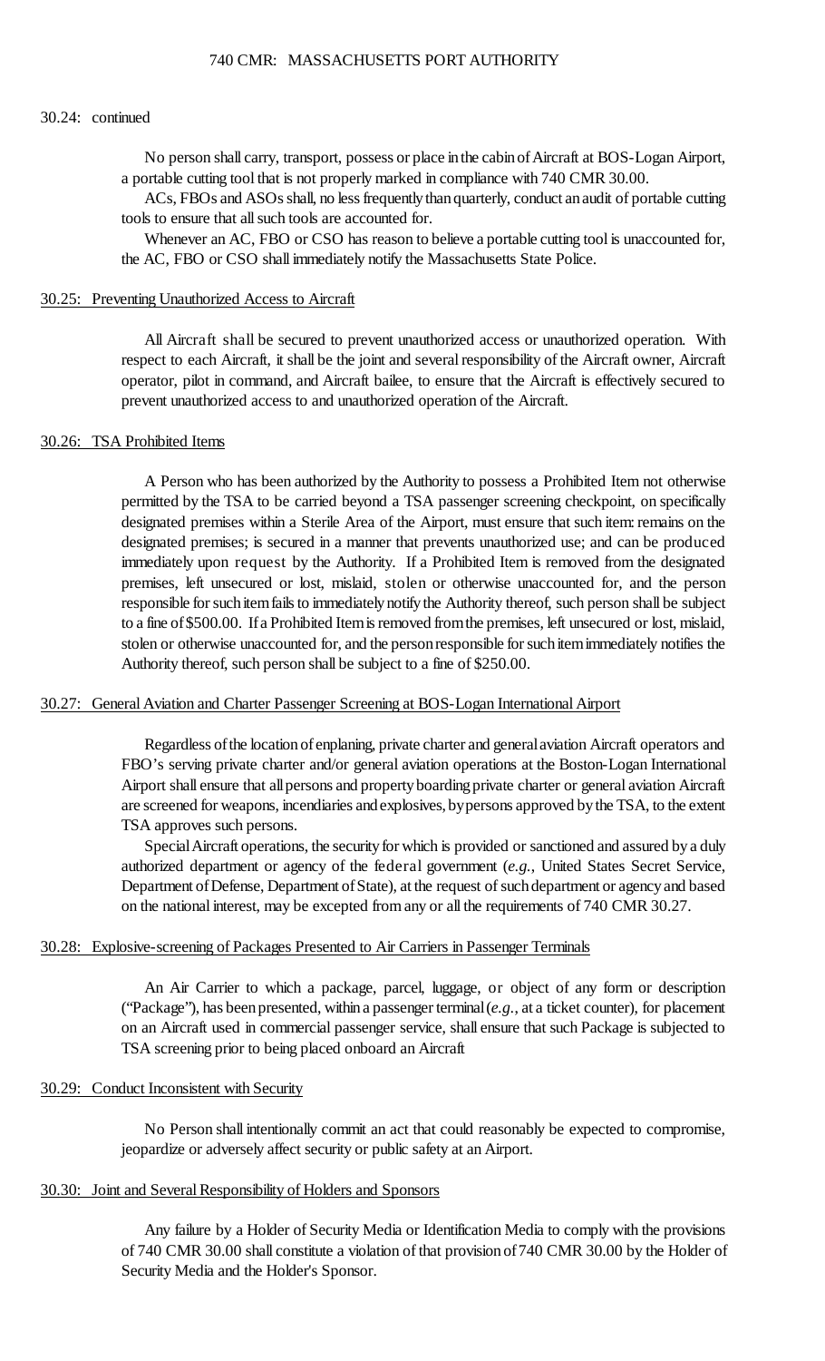30.24: continued

No person shall carry, transport, possess or place in the cabin of Aircraft at BOS-Logan Airport, a portable cutting tool that is not properly marked in compliance with 740 CMR 30.00.

ACs, FBOs and ASOs shall, no less frequently than quarterly, conduct an audit of portable cutting tools to ensure that all such tools are accounted for.

Whenever an AC, FBO or CSO has reason to believe a portable cutting tool is unaccounted for, the AC, FBO or CSO shall immediately notify the Massachusetts State Police.

## 30.25: Preventing Unauthorized Access to Aircraft

All Aircraft shall be secured to prevent unauthorized access or unauthorized operation. With respect to each Aircraft, it shall be the joint and several responsibility of the Aircraft owner, Aircraft operator, pilot in command, and Aircraft bailee, to ensure that the Aircraft is effectively secured to prevent unauthorized access to and unauthorized operation of the Aircraft.

## 30.26: TSA Prohibited Items

A Person who has been authorized by the Authority to possess a Prohibited Item not otherwise permitted by the TSA to be carried beyond a TSA passenger screening checkpoint, on specifically designated premises within a Sterile Area of the Airport, must ensure that such item: remains on the designated premises; is secured in a manner that prevents unauthorized use; and can be produced immediately upon request by the Authority. If a Prohibited Item is removed from the designated premises, left unsecured or lost, mislaid, stolen or otherwise unaccounted for, and the person responsible for such item fails to immediately notify the Authority thereof, such person shall be subject to a fine of $500.00. If a Prohibited Item is removed from the premises, left unsecured or lost, mislaid, stolen or otherwise unaccounted for, and the person responsible for such item immediately notifies the Authority thereof, such person shall be subject to a fine of $250.00.

## 30.27: General Aviation and Charter Passenger Screening at BOS-Logan International Airport

Regardless of the location of enplaning, private charter and general aviation Aircraft operators and FBO's serving private charter and/or general aviation operations at the Boston-Logan International Airport shall ensure that all persons and property boarding private charter or general aviation Aircraft are screened for weapons, incendiaries and explosives, by persons approved by the TSA, to the extent TSA approves such persons.

Special Aircraft operations, the security for which is provided or sanctioned and assured by a duly authorized department or agency of the federal government (*e.g.*, United States Secret Service, Department of Defense, Department of State), at the request of such department or agency and based on the national interest, may be excepted from any or all the requirements of 740 CMR 30.27.

## 30.28: Explosive-screening of Packages Presented to Air Carriers in Passenger Terminals

An Air Carrier to which a package, parcel, luggage, or object of any form or description ("Package"), has been presented, within a passenger terminal (*e.g.*, at a ticket counter), for placement on an Aircraft used in commercial passenger service, shall ensure that such Package is subjected to TSA screening prior to being placed onboard an Aircraft

## 30.29: Conduct Inconsistent with Security

No Person shall intentionally commit an act that could reasonably be expected to compromise, jeopardize or adversely affect security or public safety at an Airport.

## 30.30: Joint and Several Responsibility of Holders and Sponsors

Any failure by a Holder of Security Media or Identification Media to comply with the provisions of 740 CMR 30.00 shall constitute a violation of that provision of 740 CMR 30.00 by the Holder of Security Media and the Holder's Sponsor.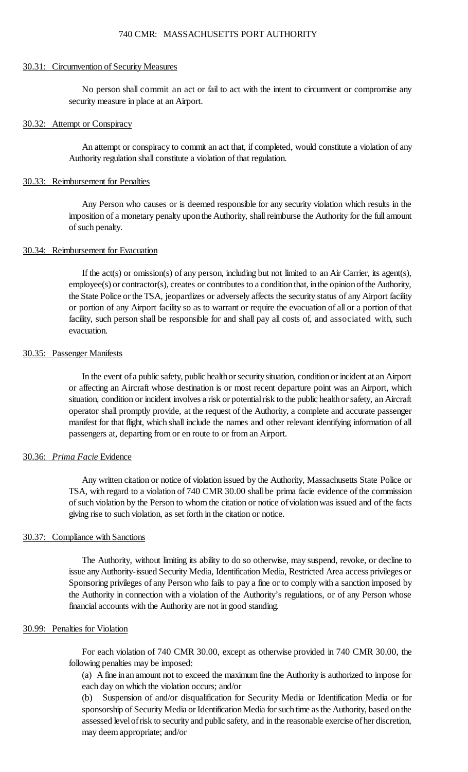## 30.31: Circumvention of Security Measures

No person shall commit an act or fail to act with the intent to circumvent or compromise any security measure in place at an Airport.

## 30.32: Attempt or Conspiracy

An attempt or conspiracy to commit an act that, if completed, would constitute a violation of any Authority regulation shall constitute a violation of that regulation.

## 30.33: Reimbursement for Penalties

Any Person who causes or is deemed responsible for any security violation which results in the imposition of a monetary penalty upon the Authority, shall reimburse the Authority for the full amount of such penalty.

## 30.34: Reimbursement for Evacuation

If the act(s) or omission(s) of any person, including but not limited to an Air Carrier, its agent(s), employee(s) or contractor(s), creates or contributes to a condition that, in the opinion of the Authority, the State Police or the TSA, jeopardizes or adversely affects the security status of any Airport facility or portion of any Airport facility so as to warrant or require the evacuation of all or a portion of that facility, such person shall be responsible for and shall pay all costs of, and associated with, such evacuation.

## 30.35: Passenger Manifests

In the event of a public safety, public health or security situation, condition or incident at an Airport or affecting an Aircraft whose destination is or most recent departure point was an Airport, which situation, condition or incident involves a risk or potential risk to the public health or safety, an Aircraft operator shall promptly provide, at the request of the Authority, a complete and accurate passenger manifest for that flight, which shall include the names and other relevant identifying information of all passengers at, departing from or en route to or from an Airport.

## 30.36: *Prima Facie* Evidence

Any written citation or notice of violation issued by the Authority, Massachusetts State Police or TSA, with regard to a violation of 740 CMR 30.00 shall be prima facie evidence of the commission of such violation by the Person to whom the citation or notice of violation was issued and of the facts giving rise to such violation, as set forth in the citation or notice.

## 30.37: Compliance with Sanctions

The Authority, without limiting its ability to do so otherwise, may suspend, revoke, or decline to issue any Authority-issued Security Media, Identification Media, Restricted Area access privileges or Sponsoring privileges of any Person who fails to pay a fine or to comply with a sanction imposed by the Authority in connection with a violation of the Authority's regulations, or of any Person whose financial accounts with the Authority are not in good standing.

## 30.99: Penalties for Violation

For each violation of 740 CMR 30.00, except as otherwise provided in 740 CMR 30.00, the following penalties may be imposed:

(a) A fine in an amount not to exceed the maximum fine the Authority is authorized to impose for each day on which the violation occurs; and/or

(b) Suspension of and/or disqualification for Security Media or Identification Media or for sponsorship of Security Media or Identification Media for such time as the Authority, based on the assessed level of risk to security and public safety, and in the reasonable exercise of her discretion, may deem appropriate; and/or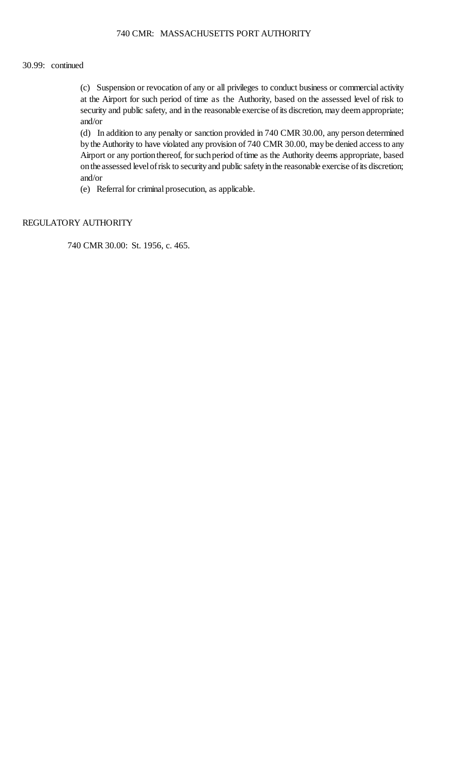30.99: continued

(c) Suspension or revocation of any or all privileges to conduct business or commercial activity at the Airport for such period of time as the Authority, based on the assessed level of risk to security and public safety, and in the reasonable exercise of its discretion, may deem appropriate; and/or

(d) In addition to any penalty or sanction provided in 740 CMR 30.00, any person determined by the Authority to have violated any provision of 740 CMR 30.00, may be denied access to any Airport or any portion thereof, for such period of time as the Authority deems appropriate, based on the assessed level of risk to security and public safety in the reasonable exercise of its discretion; and/or

(e) Referral for criminal prosecution, as applicable.

REGULATORY AUTHORITY

740 CMR 30.00: St. 1956, c. 465.